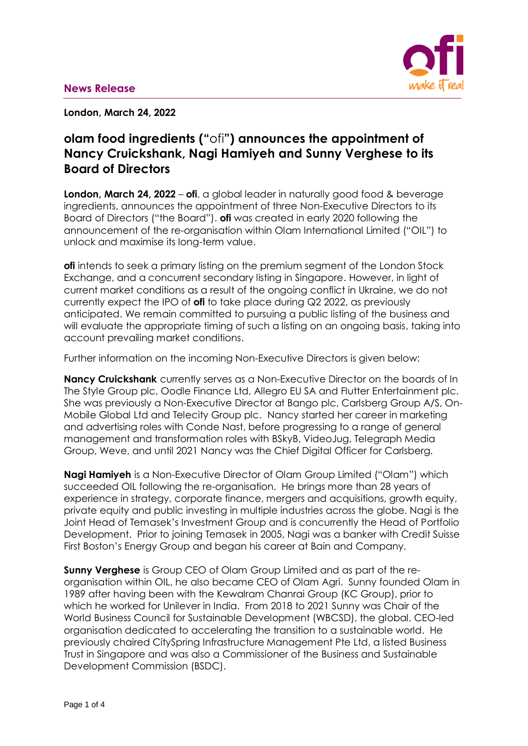**News Release**

**London, March 24, 2022**

# olam food ingredients ("ofi") announces the appointment of Nancy Cruickshank, Nagi Hamiyeh and Sunny Verghese to its Board of Directors

**London, March 24, 2022** – **ofi**, a global leader in naturally good food & beverage ingredients, announces the appointment of three Non-Executive Directors to its Board of Directors ("the Board"). **ofi** was created in early 2020 following the announcement of the re-organisation within Olam International Limited ("OIL") to unlock and maximise its long-term value.

**ofi** intends to seek a primary listing on the premium segment of the London Stock Exchange, and a concurrent secondary listing in Singapore. However, in light of current market conditions as a result of the ongoing conflict in Ukraine, we do not currently expect the IPO of **ofi** to take place during Q2 2022, as previously anticipated. We remain committed to pursuing a public listing of the business and will evaluate the appropriate timing of such a listing on an ongoing basis, taking into account prevailing market conditions.

Further information on the incoming Non-Executive Directors is given below:

**Nancy Cruickshank** currently serves as a Non-Executive Director on the boards of In The Style Group plc, Oodle Finance Ltd, Allegro EU SA and Flutter Entertainment plc. She was previously a Non-Executive Director at Bango plc, Carlsberg Group A/S, On-Mobile Global Ltd and Telecity Group plc. Nancy started her career in marketing and advertising roles with Conde Nast, before progressing to a range of general management and transformation roles with BSkyB, VideoJug, Telegraph Media Group, Weve, and until 2021 Nancy was the Chief Digital Officer for Carlsberg.

**Nagi Hamiyeh** is a Non-Executive Director of Olam Group Limited ("Olam") which succeeded OIL following the re-organisation. He brings more than 28 years of experience in strategy, corporate finance, mergers and acquisitions, growth equity, private equity and public investing in multiple industries across the globe. Nagi is the Joint Head of Temasek's Investment Group and is concurrently the Head of Portfolio Development. Prior to joining Temasek in 2005, Nagi was a banker with Credit Suisse First Boston's Energy Group and began his career at Bain and Company.

**Sunny Verghese** is Group CEO of Olam Group Limited and as part of the re-organisation within OIL, he also became CEO of Olam Agri. Sunny founded Olam in 1989 after having been with the Kewalram Chanrai Group (KC Group), prior to which he worked for Unilever in India. From 2018 to 2021 Sunny was Chair of the World Business Council for Sustainable Development (WBCSD), the global, CEO-led organisation dedicated to accelerating the transition to a sustainable world. He previously chaired CitySpring Infrastructure Management Pte Ltd, a listed Business Trust in Singapore and was also a Commissioner of the Business and Sustainable Development Commission (BSDC).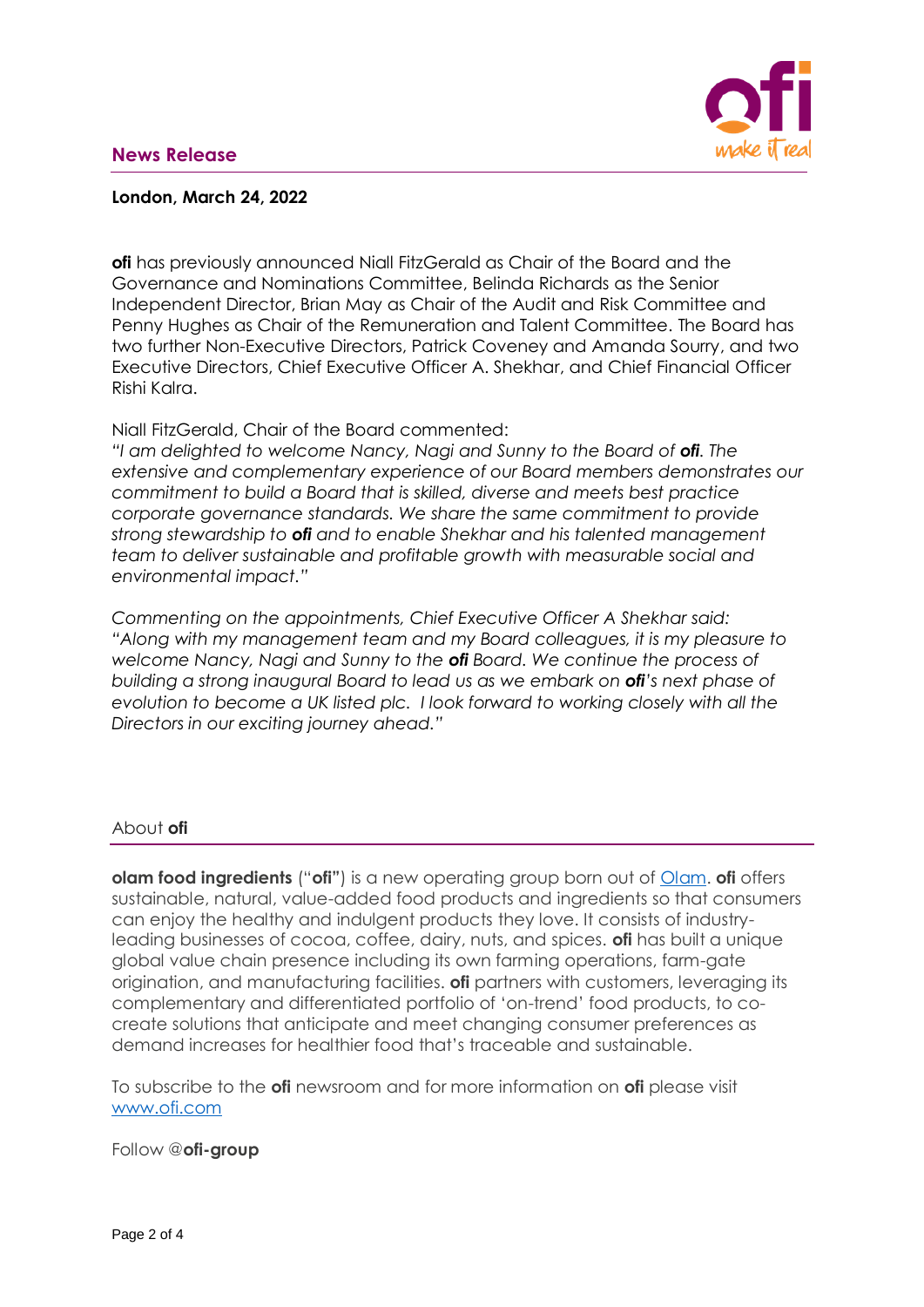## News Release

**London, March 24, 2022**

**ofi** has previously announced Niall FitzGerald as Chair of the Board and the Governance and Nominations Committee, Belinda Richards as the Senior Independent Director, Brian May as Chair of the Audit and Risk Committee and Penny Hughes as Chair of the Remuneration and Talent Committee. The Board has two further Non-Executive Directors, Patrick Coveney and Amanda Sourry, and two Executive Directors, Chief Executive Officer A. Shekhar, and Chief Financial Officer Rishi Kalra.

Niall FitzGerald, Chair of the Board commented:
*"I am delighted to welcome Nancy, Nagi and Sunny to the Board of **ofi**. The extensive and complementary experience of our Board members demonstrates our commitment to build a Board that is skilled, diverse and meets best practice corporate governance standards. We share the same commitment to provide strong stewardship to **ofi** and to enable Shekhar and his talented management team to deliver sustainable and profitable growth with measurable social and environmental impact."*

*Commenting on the appointments, Chief Executive Officer A Shekhar said: "Along with my management team and my Board colleagues, it is my pleasure to welcome Nancy, Nagi and Sunny to the **ofi** Board. We continue the process of building a strong inaugural Board to lead us as we embark on **ofi**'s next phase of evolution to become a UK listed plc. I look forward to working closely with all the Directors in our exciting journey ahead."*

### About **ofi**

**olam food ingredients** ("**ofi"**) is a new operating group born out of [Olam](Olam). **ofi** offers sustainable, natural, value-added food products and ingredients so that consumers can enjoy the healthy and indulgent products they love. It consists of industry-leading businesses of cocoa, coffee, dairy, nuts, and spices. **ofi** has built a unique global value chain presence including its own farming operations, farm-gate origination, and manufacturing facilities. **ofi** partners with customers, leveraging its complementary and differentiated portfolio of 'on-trend' food products, to co-create solutions that anticipate and meet changing consumer preferences as demand increases for healthier food that's traceable and sustainable.

To subscribe to the **ofi** newsroom and for more information on **ofi** please visit [www.ofi.com](www.ofi.com)

Follow @**ofi-group**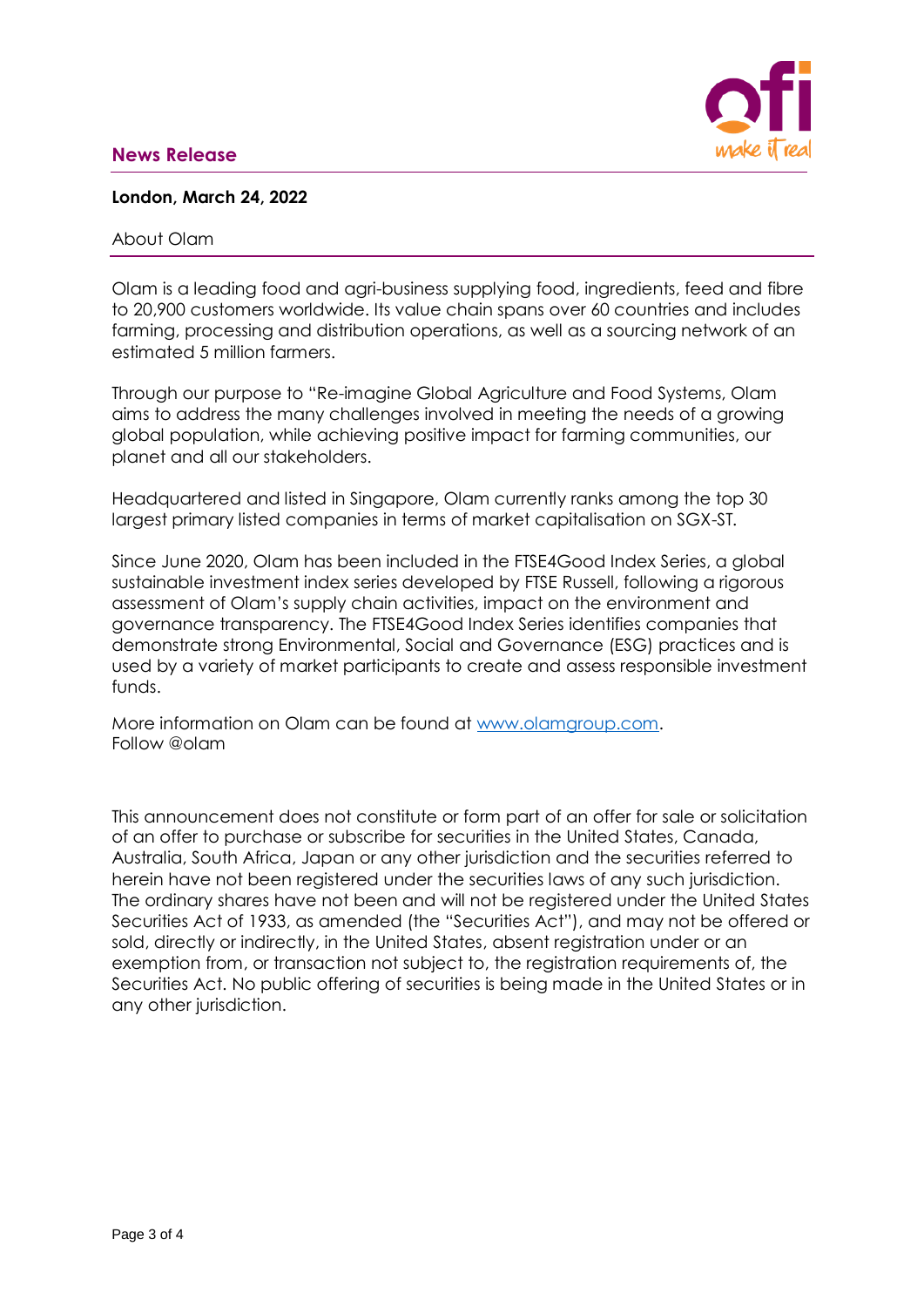**News Release**

**London, March 24, 2022**

## About Olam

Olam is a leading food and agri-business supplying food, ingredients, feed and fibre to 20,900 customers worldwide. Its value chain spans over 60 countries and includes farming, processing and distribution operations, as well as a sourcing network of an estimated 5 million farmers.

Through our purpose to "Re-imagine Global Agriculture and Food Systems, Olam aims to address the many challenges involved in meeting the needs of a growing global population, while achieving positive impact for farming communities, our planet and all our stakeholders.

Headquartered and listed in Singapore, Olam currently ranks among the top 30 largest primary listed companies in terms of market capitalisation on SGX-ST.

Since June 2020, Olam has been included in the FTSE4Good Index Series, a global sustainable investment index series developed by FTSE Russell, following a rigorous assessment of Olam's supply chain activities, impact on the environment and governance transparency. The FTSE4Good Index Series identifies companies that demonstrate strong Environmental, Social and Governance (ESG) practices and is used by a variety of market participants to create and assess responsible investment funds.

More information on Olam can be found at [www.olamgroup.com](http://www.olamgroup.com).
Follow @olam

This announcement does not constitute or form part of an offer for sale or solicitation of an offer to purchase or subscribe for securities in the United States, Canada, Australia, South Africa, Japan or any other jurisdiction and the securities referred to herein have not been registered under the securities laws of any such jurisdiction. The ordinary shares have not been and will not be registered under the United States Securities Act of 1933, as amended (the "Securities Act"), and may not be offered or sold, directly or indirectly, in the United States, absent registration under or an exemption from, or transaction not subject to, the registration requirements of, the Securities Act. No public offering of securities is being made in the United States or in any other jurisdiction.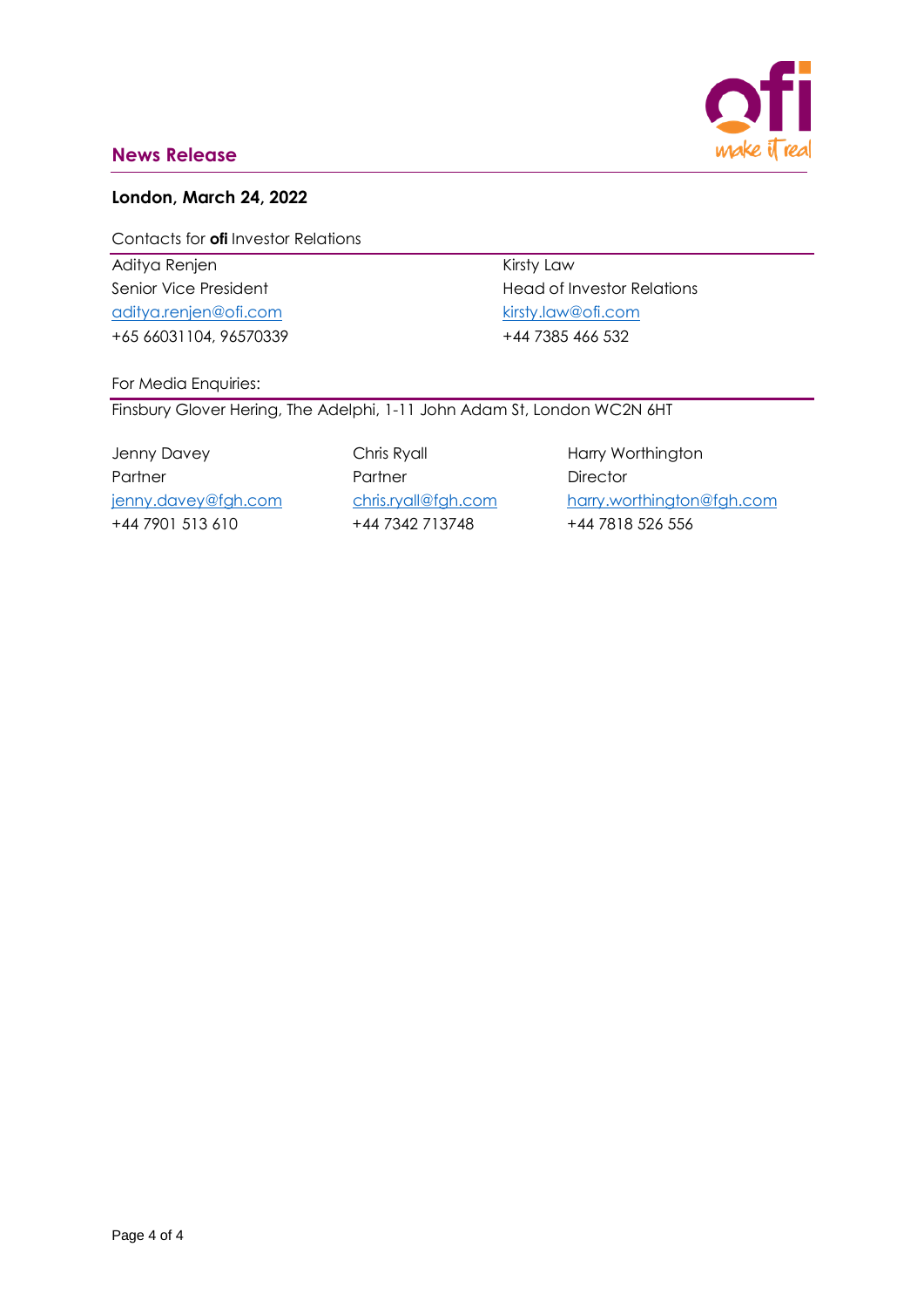## News Release

**London, March 24, 2022**

Contacts for **ofi** Investor Relations

| | |
|---|---|
| Aditya Renjen | Kirsty Law |
| Senior Vice President | Head of Investor Relations |
| aditya.renjen@ofi.com | kirsty.law@ofi.com |
| +65 66031104, 96570339 | +44 7385 466 532 |

For Media Enquiries:

Finsbury Glover Hering, The Adelphi, 1-11 John Adam St, London WC2N 6HT

| | | |
|---|---|---|
| Jenny Davey | Chris Ryall | Harry Worthington |
| Partner | Partner | Director |
| jenny.davey@fgh.com | chris.ryall@fgh.com | harry.worthington@fgh.com |
| +44 7901 513 610 | +44 7342 713748 | +44 7818 526 556 |